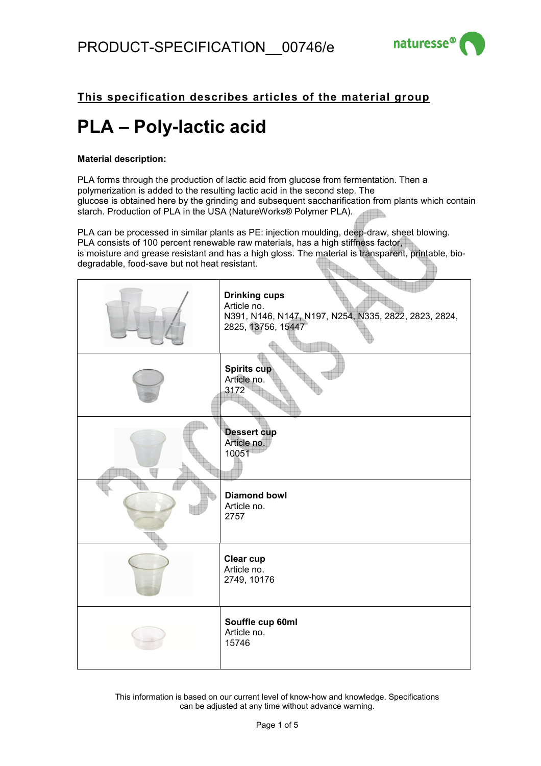# PRODUCT-SPECIFICATION__00746/e

naturesse®

**This specification describes articles of the material group**

# PLA – Poly-lactic acid

**Material description:**

PLA forms through the production of lactic acid from glucose from fermentation. Then a polymerization is added to the resulting lactic acid in the second step. The glucose is obtained here by the grinding and subsequent saccharification from plants which contain starch. Production of PLA in the USA (NatureWorks® Polymer PLA).

PLA can be processed in similar plants as PE: injection moulding, deep-draw, sheet blowing. PLA consists of 100 percent renewable raw materials, has a high stiffness factor, is moisture and grease resistant and has a high gloss. The material is transparent, printable, bio-degradable, food-save but not heat resistant.

| | |
|---|---|
| | **Drinking cups**<br>Article no.<br>N391, N146, N147, N197, N254, N335, 2822, 2823, 2824, 2825, 13756, 15447 |
| | **Spirits cup**<br>Article no.<br>3172 |
| | **Dessert cup**<br>Article no.<br>10051 |
| | **Diamond bowl**<br>Article no.<br>2757 |
| | **Clear cup**<br>Article no.<br>2749, 10176 |
| | **Souffle cup 60ml**<br>Article no.<br>15746 |

This information is based on our current level of know-how and knowledge. Specifications can be adjusted at any time without advance warning.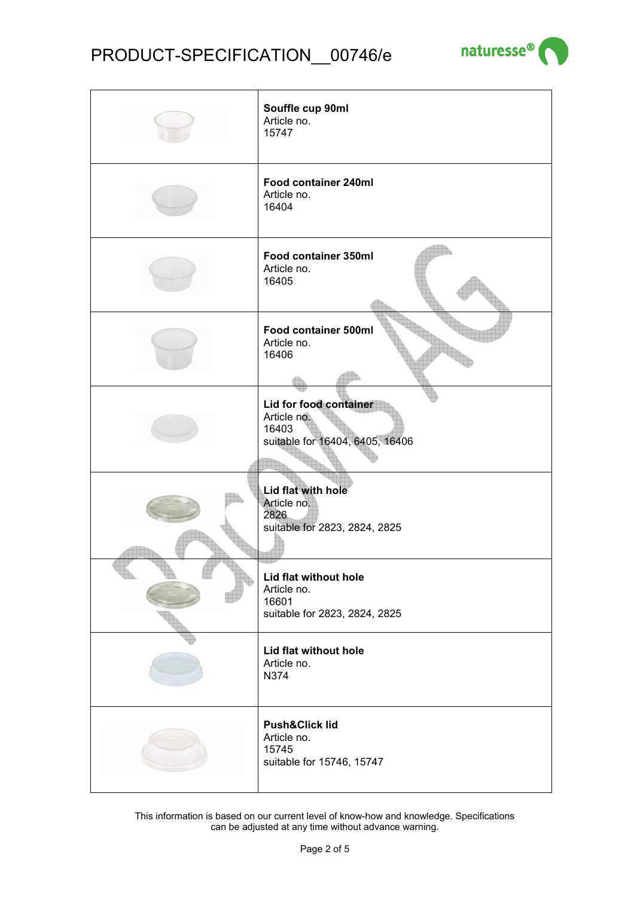| | |
|---|---|
| | **Souffle cup 90ml**<br>Article no.<br>15747 |
| | **Food container 240ml**<br>Article no.<br>16404 |
| | **Food container 350ml**<br>Article no.<br>16405 |
| | **Food container 500ml**<br>Article no.<br>16406 |
| | **Lid for food container**<br>Article no.<br>16403<br>suitable for 16404, 6405, 16406 |
| | **Lid flat with hole**<br>Article no.<br>2826<br>suitable for 2823, 2824, 2825 |
| | **Lid flat without hole**<br>Article no.<br>16601<br>suitable for 2823, 2824, 2825 |
| | **Lid flat without hole**<br>Article no.<br>N374 |
| | **Push&Click lid**<br>Article no.<br>15745<br>suitable for 15746, 15747 |

This information is based on our current level of know-how and knowledge. Specifications can be adjusted at any time without advance warning.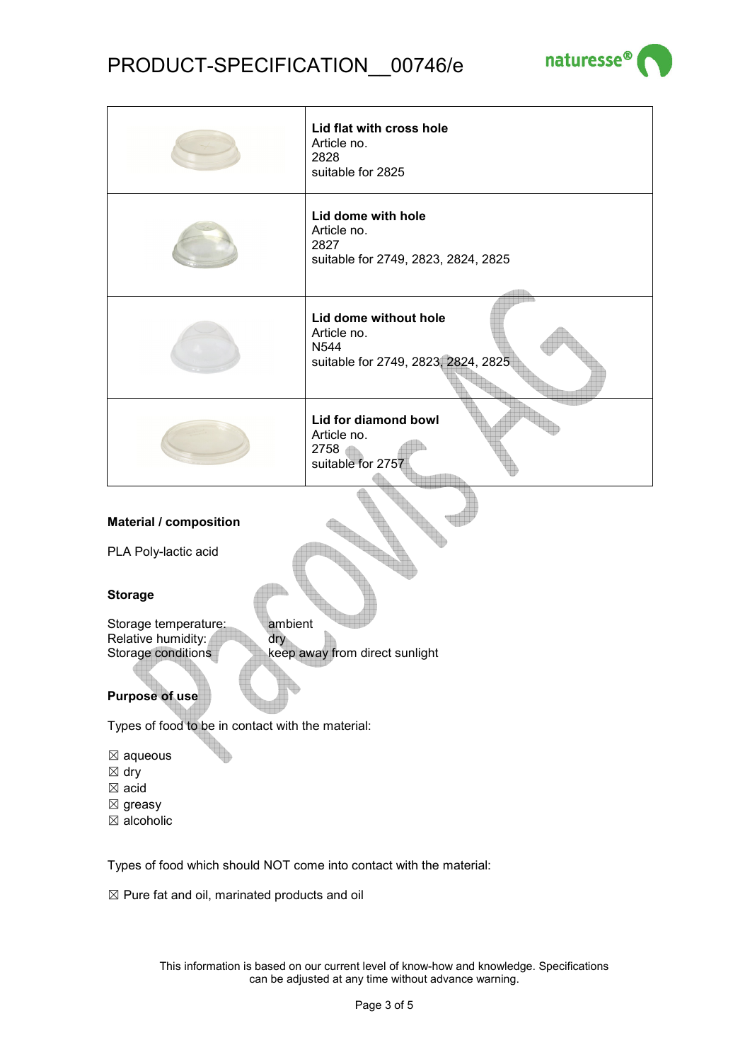| | |
|---|---|
| | **Lid flat with cross hole**<br>Article no.<br>2828<br>suitable for 2825 |
| | **Lid dome with hole**<br>Article no.<br>2827<br>suitable for 2749, 2823, 2824, 2825 |
| | **Lid dome without hole**<br>Article no.<br>N544<br>suitable for 2749, 2823, 2824, 2825 |
| | **Lid for diamond bowl**<br>Article no.<br>2758<br>suitable for 2757 |

### Material / composition

PLA Poly-lactic acid

### Storage

| | |
|---|---|
| Storage temperature: | ambient |
| Relative humidity: | dry |
| Storage conditions | keep away from direct sunlight |

### Purpose of use

Types of food to be in contact with the material:

☒ aqueous
☒ dry
☒ acid
☒ greasy
☒ alcoholic

Types of food which should NOT come into contact with the material:

☒ Pure fat and oil, marinated products and oil

This information is based on our current level of know-how and knowledge. Specifications can be adjusted at any time without advance warning.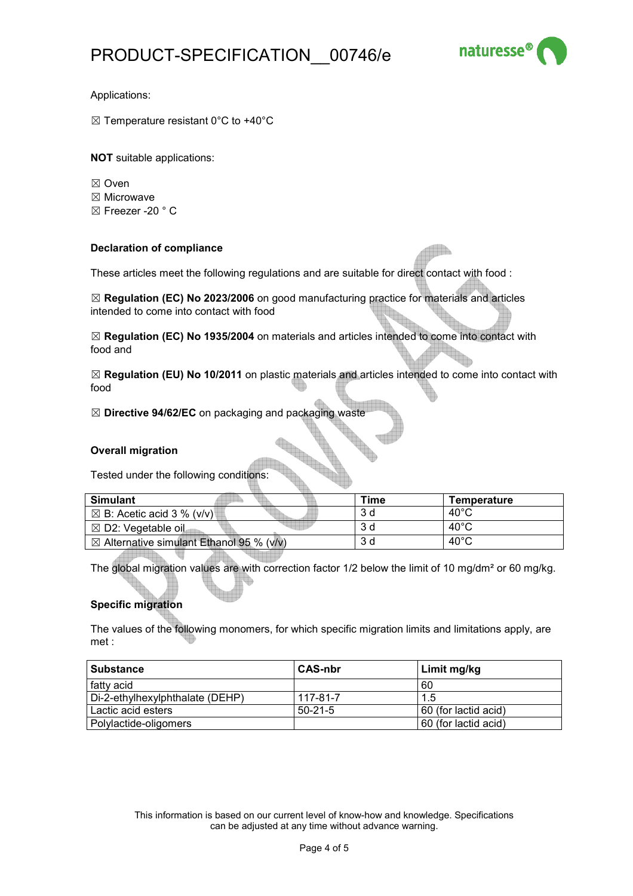Applications:

☒ Temperature resistant 0°C to +40°C

**NOT** suitable applications:

☒ Oven
☒ Microwave
☒ Freezer -20 ° C

**Declaration of compliance**

These articles meet the following regulations and are suitable for direct contact with food :

☒ **Regulation (EC) No 2023/2006** on good manufacturing practice for materials and articles intended to come into contact with food

☒ **Regulation (EC) No 1935/2004** on materials and articles intended to come into contact with food and

☒ **Regulation (EU) No 10/2011** on plastic materials and articles intended to come into contact with food

☒ **Directive 94/62/EC** on packaging and packaging waste

**Overall migration**

Tested under the following conditions:

| Simulant | Time | Temperature |
|---|---|---|
| ☒ B: Acetic acid 3 % (v/v) | 3 d | 40°C |
| ☒ D2: Vegetable oil | 3 d | 40°C |
| ☒ Alternative simulant Ethanol 95 % (v/v) | 3 d | 40°C |

The global migration values are with correction factor 1/2 below the limit of 10 mg/dm² or 60 mg/kg.

**Specific migration**

The values of the following monomers, for which specific migration limits and limitations apply, are met :

| Substance | CAS-nbr | Limit mg/kg |
|---|---|---|
| fatty acid | | 60 |
| Di-2-ethylhexylphthalate (DEHP) | 117-81-7 | 1.5 |
| Lactic acid esters | 50-21-5 | 60 (for lactid acid) |
| Polylactide-oligomers | | 60 (for lactid acid) |

This information is based on our current level of know-how and knowledge. Specifications can be adjusted at any time without advance warning.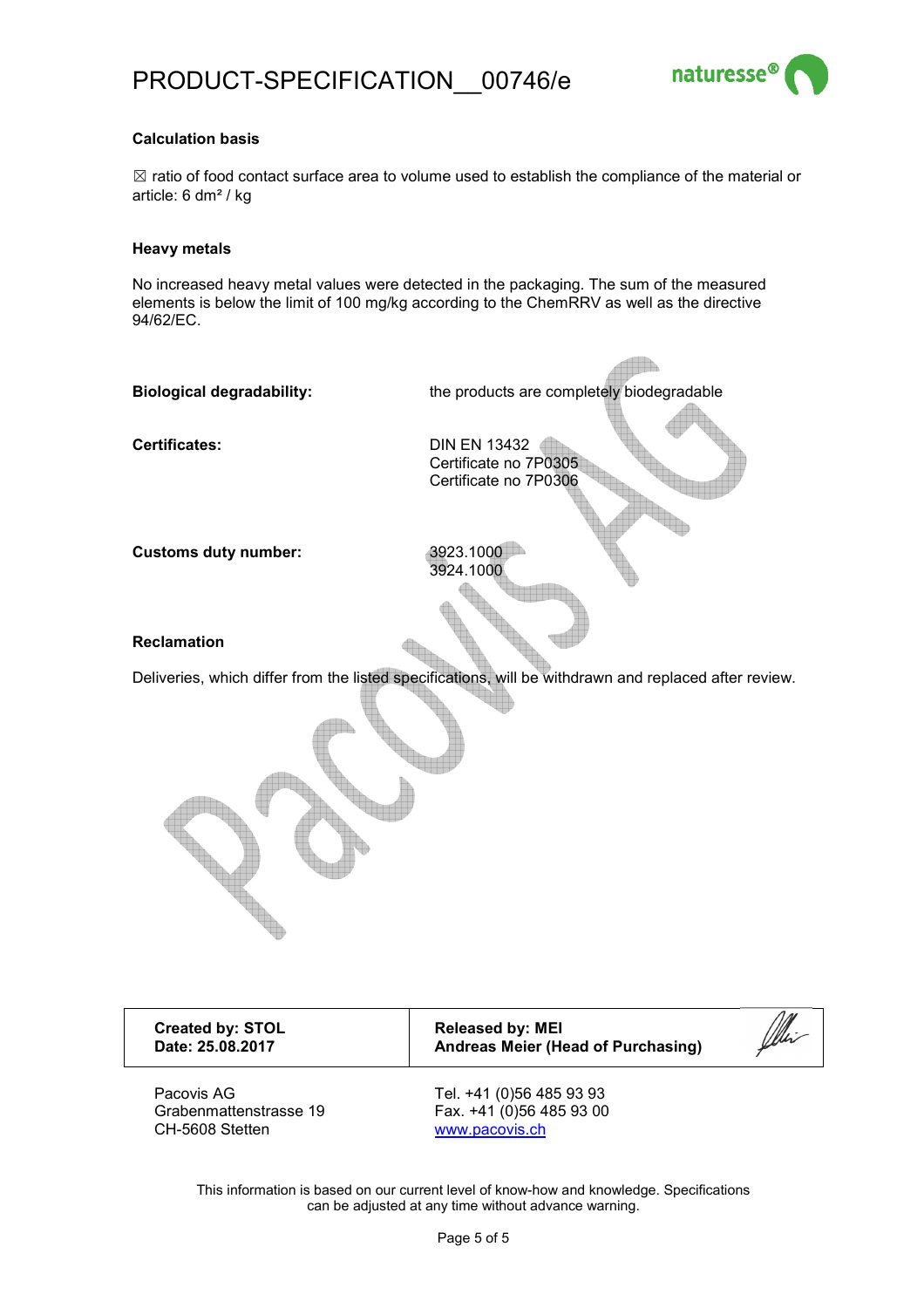### Calculation basis

☒ ratio of food contact surface area to volume used to establish the compliance of the material or article: 6 dm² / kg

### Heavy metals

No increased heavy metal values were detected in the packaging. The sum of the measured elements is below the limit of 100 mg/kg according to the ChemRRV as well as the directive 94/62/EC.

| | |
|---|---|
| **Biological degradability:** | the products are completely biodegradable |
| **Certificates:** | DIN EN 13432<br>Certificate no 7P0305<br>Certificate no 7P0306 |
| **Customs duty number:** | 3923.1000<br>3924.1000 |

### Reclamation

Deliveries, which differ from the listed specifications, will be withdrawn and replaced after review.

| | |
|---|---|
| **Created by: STOL**<br>**Date: 25.08.2017** | **Released by: MEI**<br>**Andreas Meier (Head of Purchasing)** |

Pacovis AG
Grabenmattenstrasse 19
CH-5608 Stetten

Tel. +41 (0)56 485 93 93
Fax. +41 (0)56 485 93 00
www.pacovis.ch

This information is based on our current level of know-how and knowledge. Specifications can be adjusted at any time without advance warning.